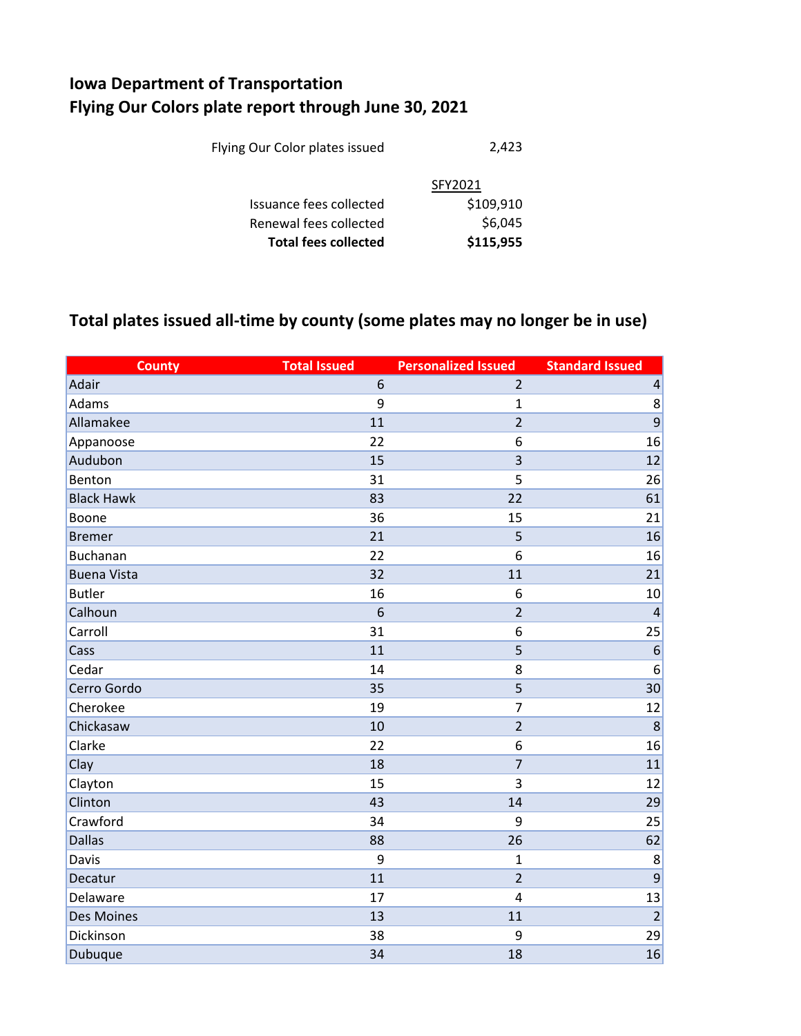# Iowa Department of Transportation
# Flying Our Colors plate report through June 30, 2021

| | |
|---|---|
| Flying Our Color plates issued | 2,423 |
| | SFY2021 |
| Issuance fees collected | $109,910 |
| Renewal fees collected | $6,045 |
| **Total fees collected** | **$115,955** |

## Total plates issued all-time by county (some plates may no longer be in use)

| County | Total Issued | Personalized Issued | Standard Issued |
|---|---|---|---|
| Adair | 6 | 2 | 4 |
| Adams | 9 | 1 | 8 |
| Allamakee | 11 | 2 | 9 |
| Appanoose | 22 | 6 | 16 |
| Audubon | 15 | 3 | 12 |
| Benton | 31 | 5 | 26 |
| Black Hawk | 83 | 22 | 61 |
| Boone | 36 | 15 | 21 |
| Bremer | 21 | 5 | 16 |
| Buchanan | 22 | 6 | 16 |
| Buena Vista | 32 | 11 | 21 |
| Butler | 16 | 6 | 10 |
| Calhoun | 6 | 2 | 4 |
| Carroll | 31 | 6 | 25 |
| Cass | 11 | 5 | 6 |
| Cedar | 14 | 8 | 6 |
| Cerro Gordo | 35 | 5 | 30 |
| Cherokee | 19 | 7 | 12 |
| Chickasaw | 10 | 2 | 8 |
| Clarke | 22 | 6 | 16 |
| Clay | 18 | 7 | 11 |
| Clayton | 15 | 3 | 12 |
| Clinton | 43 | 14 | 29 |
| Crawford | 34 | 9 | 25 |
| Dallas | 88 | 26 | 62 |
| Davis | 9 | 1 | 8 |
| Decatur | 11 | 2 | 9 |
| Delaware | 17 | 4 | 13 |
| Des Moines | 13 | 11 | 2 |
| Dickinson | 38 | 9 | 29 |
| Dubuque | 34 | 18 | 16 |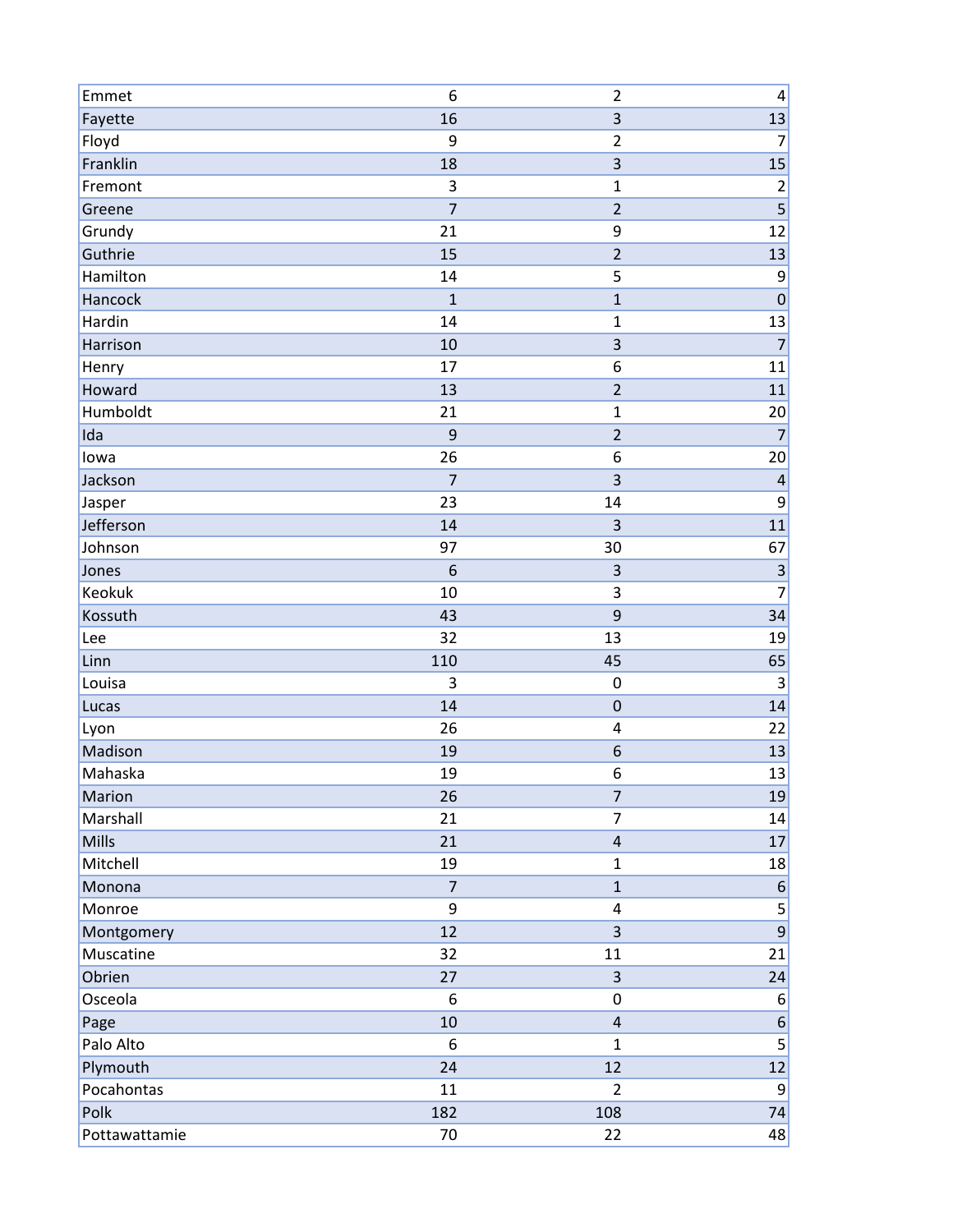| | | | |
|---|---|---|---|
| Emmet | 6 | 2 | 4 |
| Fayette | 16 | 3 | 13 |
| Floyd | 9 | 2 | 7 |
| Franklin | 18 | 3 | 15 |
| Fremont | 3 | 1 | 2 |
| Greene | 7 | 2 | 5 |
| Grundy | 21 | 9 | 12 |
| Guthrie | 15 | 2 | 13 |
| Hamilton | 14 | 5 | 9 |
| Hancock | 1 | 1 | 0 |
| Hardin | 14 | 1 | 13 |
| Harrison | 10 | 3 | 7 |
| Henry | 17 | 6 | 11 |
| Howard | 13 | 2 | 11 |
| Humboldt | 21 | 1 | 20 |
| Ida | 9 | 2 | 7 |
| Iowa | 26 | 6 | 20 |
| Jackson | 7 | 3 | 4 |
| Jasper | 23 | 14 | 9 |
| Jefferson | 14 | 3 | 11 |
| Johnson | 97 | 30 | 67 |
| Jones | 6 | 3 | 3 |
| Keokuk | 10 | 3 | 7 |
| Kossuth | 43 | 9 | 34 |
| Lee | 32 | 13 | 19 |
| Linn | 110 | 45 | 65 |
| Louisa | 3 | 0 | 3 |
| Lucas | 14 | 0 | 14 |
| Lyon | 26 | 4 | 22 |
| Madison | 19 | 6 | 13 |
| Mahaska | 19 | 6 | 13 |
| Marion | 26 | 7 | 19 |
| Marshall | 21 | 7 | 14 |
| Mills | 21 | 4 | 17 |
| Mitchell | 19 | 1 | 18 |
| Monona | 7 | 1 | 6 |
| Monroe | 9 | 4 | 5 |
| Montgomery | 12 | 3 | 9 |
| Muscatine | 32 | 11 | 21 |
| Obrien | 27 | 3 | 24 |
| Osceola | 6 | 0 | 6 |
| Page | 10 | 4 | 6 |
| Palo Alto | 6 | 1 | 5 |
| Plymouth | 24 | 12 | 12 |
| Pocahontas | 11 | 2 | 9 |
| Polk | 182 | 108 | 74 |
| Pottawattamie | 70 | 22 | 48 |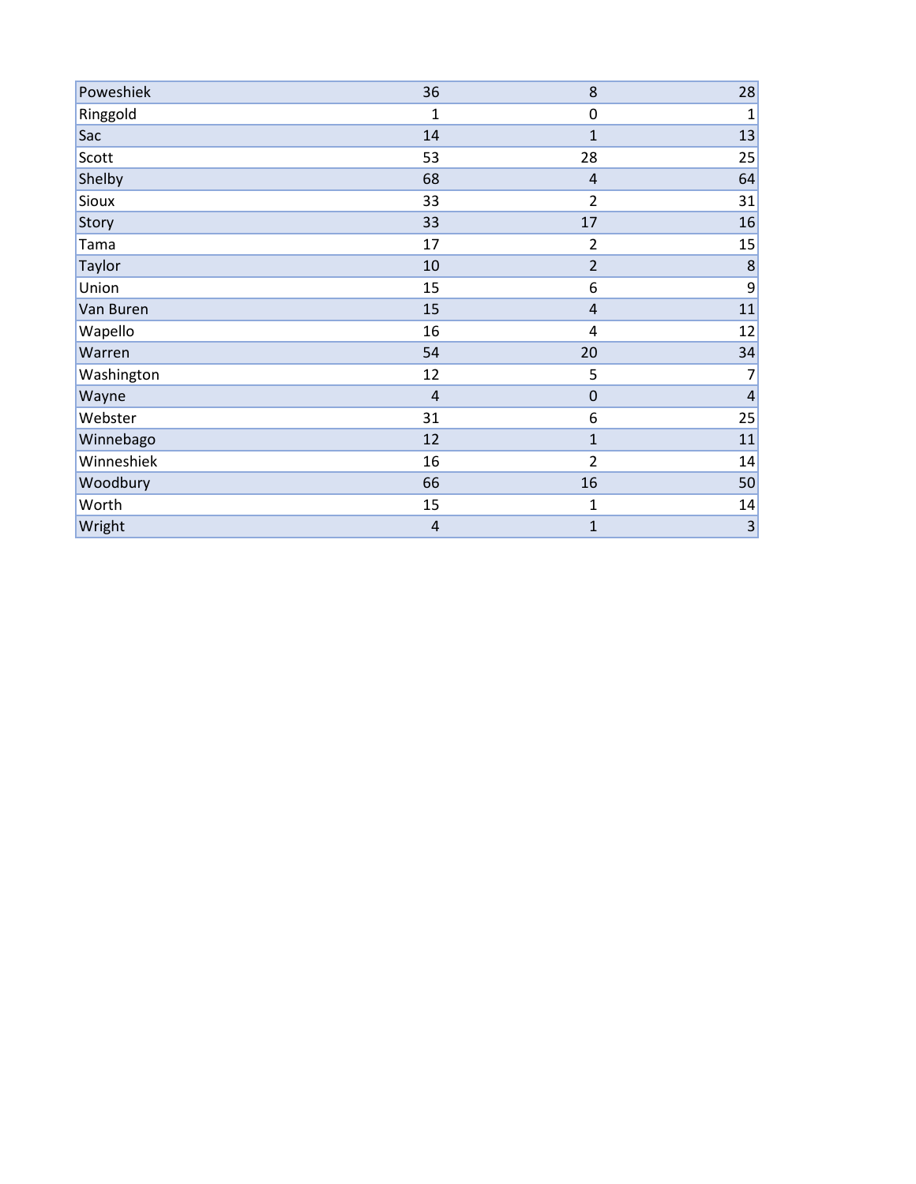| | | | |
|---|---|---|---|
| Poweshiek | 36 | 8 | 28 |
| Ringgold | 1 | 0 | 1 |
| Sac | 14 | 1 | 13 |
| Scott | 53 | 28 | 25 |
| Shelby | 68 | 4 | 64 |
| Sioux | 33 | 2 | 31 |
| Story | 33 | 17 | 16 |
| Tama | 17 | 2 | 15 |
| Taylor | 10 | 2 | 8 |
| Union | 15 | 6 | 9 |
| Van Buren | 15 | 4 | 11 |
| Wapello | 16 | 4 | 12 |
| Warren | 54 | 20 | 34 |
| Washington | 12 | 5 | 7 |
| Wayne | 4 | 0 | 4 |
| Webster | 31 | 6 | 25 |
| Winnebago | 12 | 1 | 11 |
| Winneshiek | 16 | 2 | 14 |
| Woodbury | 66 | 16 | 50 |
| Worth | 15 | 1 | 14 |
| Wright | 4 | 1 | 3 |